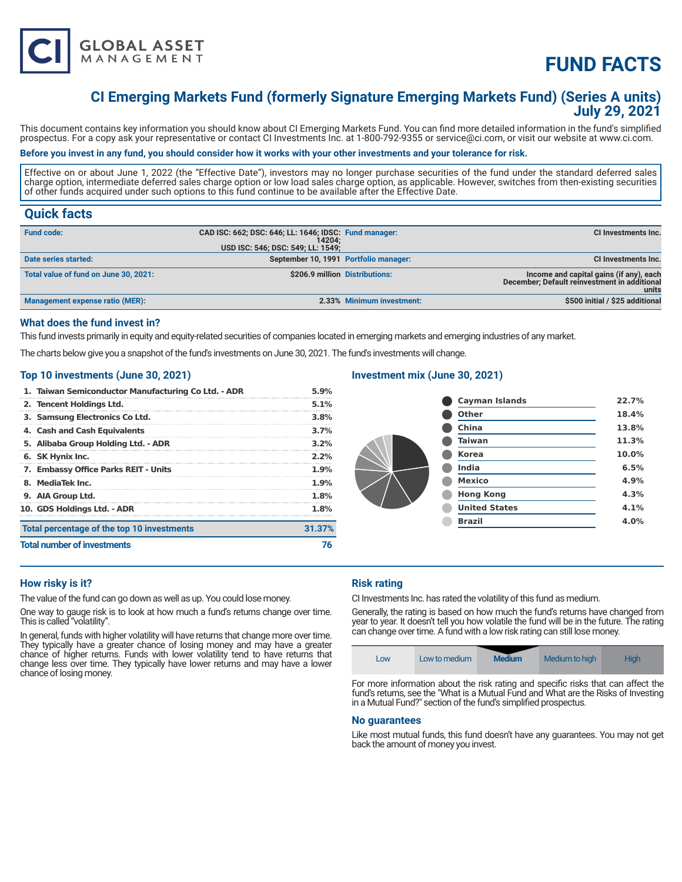# FUND FACTS

## CI Emerging Markets Fund (formerly Signature Emerging Markets Fund) (Series A units)
## July 29, 2021

This document contains key information you should know about CI Emerging Markets Fund. You can find more detailed information in the fund's simplified prospectus. For a copy ask your representative or contact CI Investments Inc. at 1-800-792-9355 or service@ci.com, or visit our website at www.ci.com.

**Before you invest in any fund, you should consider how it works with your other investments and your tolerance for risk.**

Effective on or about June 1, 2022 (the "Effective Date"), investors may no longer purchase securities of the fund under the standard deferred sales charge option, intermediate deferred sales charge option or low load sales charge option, as applicable. However, switches from then-existing securities of other funds acquired under such options to this fund continue to be available after the Effective Date.

## Quick facts

| | | | |
|---|---|---|---|
| **Fund code:** | CAD ISC: 662; DSC: 646; LL: 1646; IDSC: 14204; USD ISC: 546; DSC: 549; LL: 1549; | **Fund manager:** | CI Investments Inc. |
| **Date series started:** | September 10, 1991 | **Portfolio manager:** | CI Investments Inc. |
| **Total value of fund on June 30, 2021:** | $206.9 million | **Distributions:** | Income and capital gains (if any), each December; Default reinvestment in additional units |
| **Management expense ratio (MER):** | 2.33% | **Minimum investment:** | $500 initial / $25 additional |

### What does the fund invest in?

This fund invests primarily in equity and equity-related securities of companies located in emerging markets and emerging industries of any market.

The charts below give you a snapshot of the fund's investments on June 30, 2021. The fund's investments will change.

### Top 10 investments (June 30, 2021)

| | |
|---|---|
| 1. Taiwan Semiconductor Manufacturing Co Ltd. - ADR | 5.9% |
| 2. Tencent Holdings Ltd. | 5.1% |
| 3. Samsung Electronics Co Ltd. | 3.8% |
| 4. Cash and Cash Equivalents | 3.7% |
| 5. Alibaba Group Holding Ltd. - ADR | 3.2% |
| 6. SK Hynix Inc. | 2.2% |
| 7. Embassy Office Parks REIT - Units | 1.9% |
| 8. MediaTek Inc. | 1.9% |
| 9. AIA Group Ltd. | 1.8% |
| 10. GDS Holdings Ltd. - ADR | 1.8% |
| **Total percentage of the top 10 investments** | **31.37%** |
| **Total number of investments** | **76** |

### Investment mix (June 30, 2021)

| | |
|---|---|
| Cayman Islands | 22.7% |
| Other | 18.4% |
| China | 13.8% |
| Taiwan | 11.3% |
| Korea | 10.0% |
| India | 6.5% |
| Mexico | 4.9% |
| Hong Kong | 4.3% |
| United States | 4.1% |
| Brazil | 4.0% |

### How risky is it?

The value of the fund can go down as well as up. You could lose money.

One way to gauge risk is to look at how much a fund's returns change over time. This is called "volatility".

In general, funds with higher volatility will have returns that change more over time. They typically have a greater chance of losing money and may have a greater chance of higher returns. Funds with lower volatility tend to have returns that change less over time. They typically have lower returns and may have a lower chance of losing money.

### Risk rating

CI Investments Inc. has rated the volatility of this fund as medium.

Generally, the rating is based on how much the fund's returns have changed from year to year. It doesn't tell you how volatile the fund will be in the future. The rating can change over time. A fund with a low risk rating can still lose money.

| Low | Low to medium | **Medium** | Medium to high | High |
|---|---|---|---|---|

For more information about the risk rating and specific risks that can affect the fund's returns, see the "What is a Mutual Fund and What are the Risks of Investing in a Mutual Fund?" section of the fund's simplified prospectus.

### No guarantees

Like most mutual funds, this fund doesn't have any guarantees. You may not get back the amount of money you invest.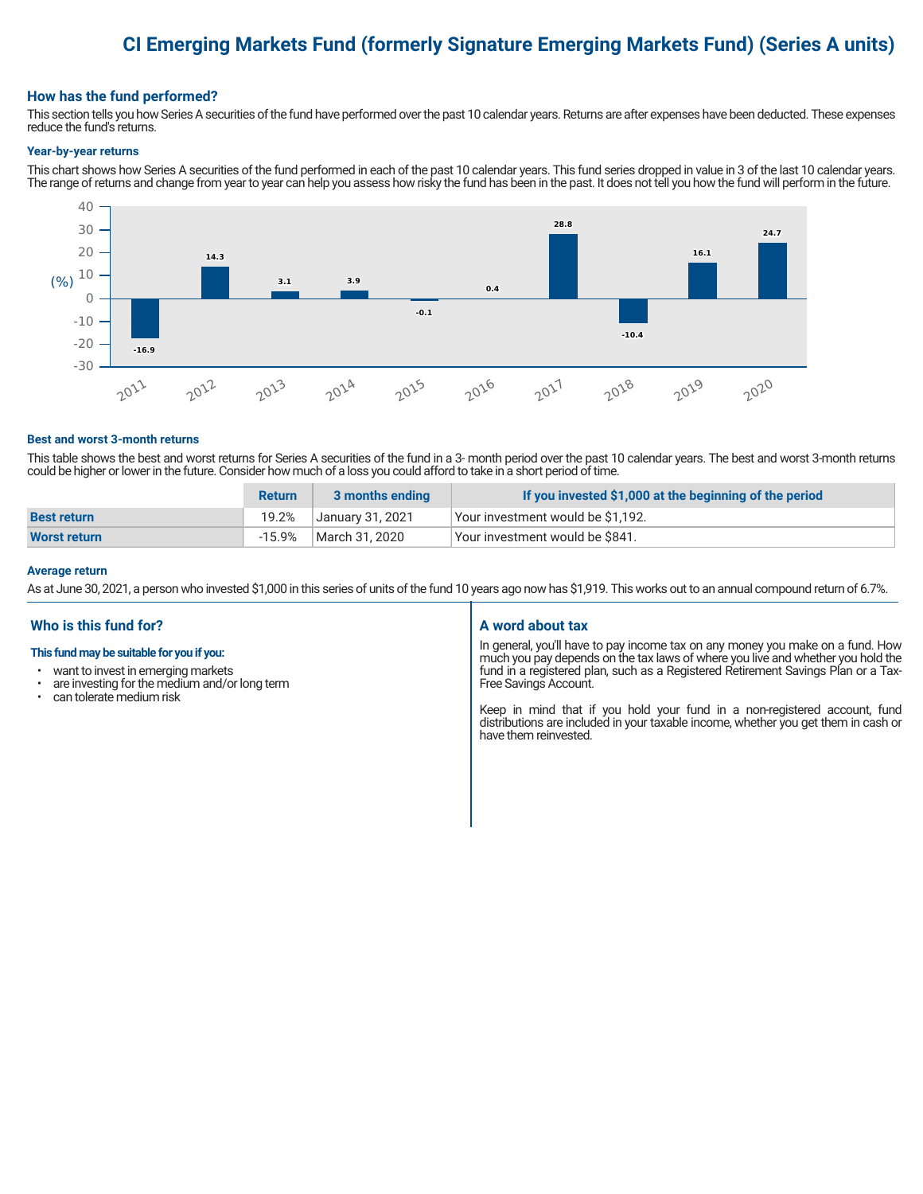# CI Emerging Markets Fund (formerly Signature Emerging Markets Fund) (Series A units)

## How has the fund performed?

This section tells you how Series A securities of the fund have performed over the past 10 calendar years. Returns are after expenses have been deducted. These expenses reduce the fund's returns.

### Year-by-year returns

This chart shows how Series A securities of the fund performed in each of the past 10 calendar years. This fund series dropped in value in 3 of the last 10 calendar years. The range of returns and change from year to year can help you assess how risky the fund has been in the past. It does not tell you how the fund will perform in the future.

| Year | 2011 | 2012 | 2013 | 2014 | 2015 | 2016 | 2017 | 2018 | 2019 | 2020 |
|---|---|---|---|---|---|---|---|---|---|---|
| Return (%) | -16.9 | 14.3 | 3.1 | 3.9 | -0.1 | 0.4 | 28.8 | -10.4 | 16.1 | 24.7 |

### Best and worst 3-month returns

This table shows the best and worst returns for Series A securities of the fund in a 3- month period over the past 10 calendar years. The best and worst 3-month returns could be higher or lower in the future. Consider how much of a loss you could afford to take in a short period of time.

| | Return | 3 months ending | If you invested $1,000 at the beginning of the period |
|---|---|---|---|
| **Best return** | 19.2% | January 31, 2021 | Your investment would be $1,192. |
| **Worst return** | -15.9% | March 31, 2020 | Your investment would be $841. |

### Average return

As at June 30, 2021, a person who invested $1,000 in this series of units of the fund 10 years ago now has $1,919. This works out to an annual compound return of 6.7%.

## Who is this fund for?

**This fund may be suitable for you if you:**

- want to invest in emerging markets
- are investing for the medium and/or long term
- can tolerate medium risk

## A word about tax

In general, you'll have to pay income tax on any money you make on a fund. How much you pay depends on the tax laws of where you live and whether you hold the fund in a registered plan, such as a Registered Retirement Savings Plan or a Tax-Free Savings Account.

Keep in mind that if you hold your fund in a non-registered account, fund distributions are included in your taxable income, whether you get them in cash or have them reinvested.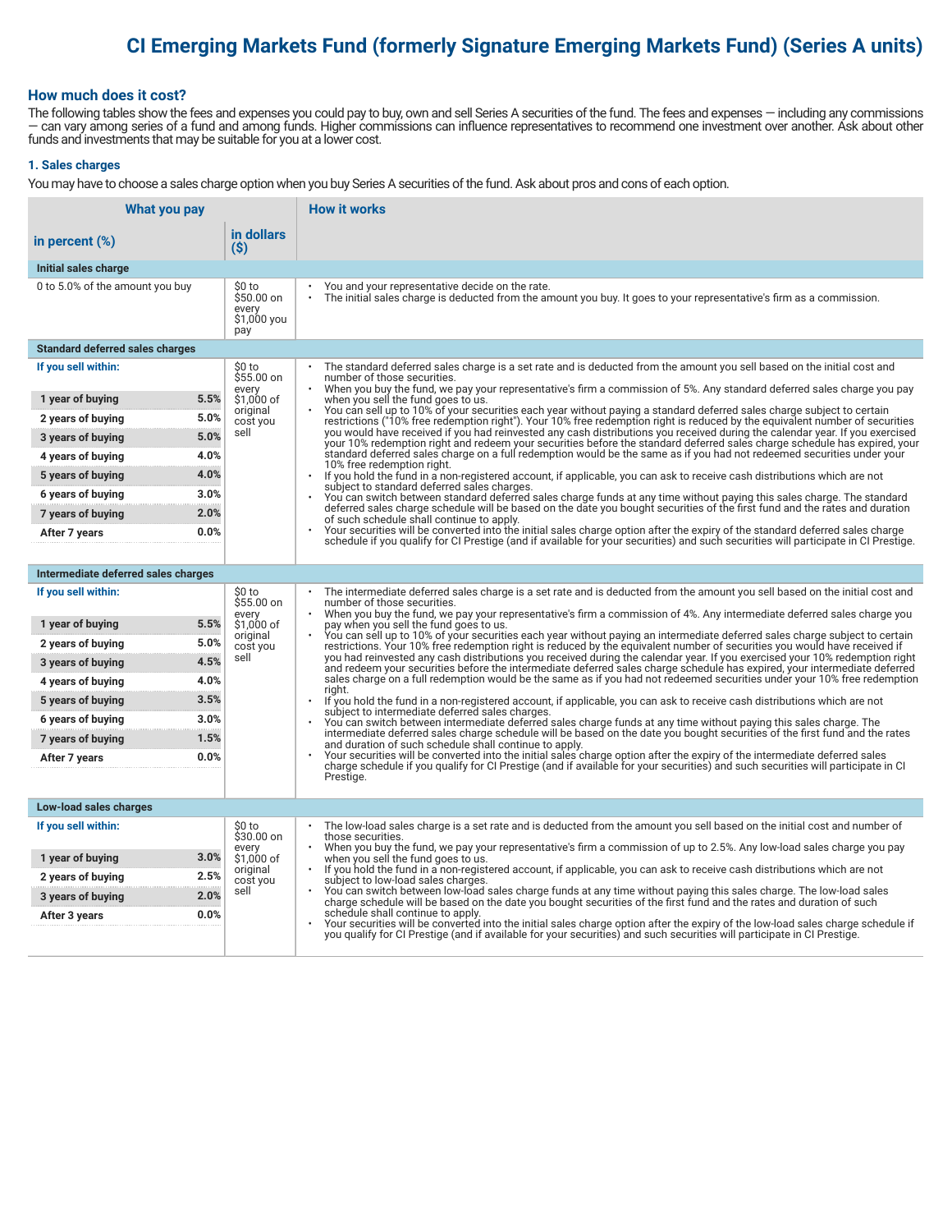# CI Emerging Markets Fund (formerly Signature Emerging Markets Fund) (Series A units)

## How much does it cost?

The following tables show the fees and expenses you could pay to buy, own and sell Series A securities of the fund. The fees and expenses — including any commissions — can vary among series of a fund and among funds. Higher commissions can influence representatives to recommend one investment over another. Ask about other funds and investments that may be suitable for you at a lower cost.

### 1. Sales charges

You may have to choose a sales charge option when you buy Series A securities of the fund. Ask about pros and cons of each option.

| What you pay | | | How it works |
|---|---|---|---|
| in percent (%) | | in dollars ($) | |
| **Initial sales charge** | | | |
| 0 to 5.0% of the amount you buy | | $0 to $50.00 on every $1,000 you pay | • You and your representative decide on the rate.<br>• The initial sales charge is deducted from the amount you buy. It goes to your representative's firm as a commission. |
| **Standard deferred sales charges** | | | |
| **If you sell within:** | | $0 to $55.00 on every $1,000 of original cost you sell | • The standard deferred sales charge is a set rate and is deducted from the amount you sell based on the initial cost and number of those securities.<br>• When you buy the fund, we pay your representative's firm a commission of 5%. Any standard deferred sales charge you pay when you sell the fund goes to us.<br>• You can sell up to 10% of your securities each year without paying a standard deferred sales charge subject to certain restrictions ("10% free redemption right"). Your 10% free redemption right is reduced by the equivalent number of securities you would have received if you had reinvested any cash distributions you received during the calendar year. If you exercised your 10% redemption right and redeem your securities before the standard deferred sales charge schedule has expired, your standard deferred sales charge on a full redemption would be the same as if you had not redeemed securities under your 10% free redemption right.<br>• If you hold the fund in a non-registered account, if applicable, you can ask to receive cash distributions which are not subject to standard deferred sales charges.<br>• You can switch between standard deferred sales charge funds at any time without paying this sales charge. The standard deferred sales charge schedule will be based on the date you bought securities of the first fund and the rates and duration of such schedule shall continue to apply.<br>• Your securities will be converted into the initial sales charge option after the expiry of the standard deferred sales charge schedule if you qualify for CI Prestige (and if available for your securities) and such securities will participate in CI Prestige. |
| 1 year of buying | 5.5% | | |
| 2 years of buying | 5.0% | | |
| 3 years of buying | 5.0% | | |
| 4 years of buying | 4.0% | | |
| 5 years of buying | 4.0% | | |
| 6 years of buying | 3.0% | | |
| 7 years of buying | 2.0% | | |
| After 7 years | 0.0% | | |
| **Intermediate deferred sales charges** | | | |
| **If you sell within:** | | $0 to $55.00 on every $1,000 of original cost you sell | • The intermediate deferred sales charge is a set rate and is deducted from the amount you sell based on the initial cost and number of those securities.<br>• When you buy the fund, we pay your representative's firm a commission of 4%. Any intermediate deferred sales charge you pay when you sell the fund goes to us.<br>• You can sell up to 10% of your securities each year without paying an intermediate deferred sales charge subject to certain restrictions. Your 10% free redemption right is reduced by the equivalent number of securities you would have received if you had reinvested any cash distributions you received during the calendar year. If you exercised your 10% redemption right and redeem your securities before the intermediate deferred sales charge schedule has expired, your intermediate deferred sales charge on a full redemption would be the same as if you had not redeemed securities under your 10% free redemption right.<br>• If you hold the fund in a non-registered account, if applicable, you can ask to receive cash distributions which are not subject to intermediate deferred sales charges.<br>• You can switch between intermediate deferred sales charge funds at any time without paying this sales charge. The intermediate deferred sales charge schedule will be based on the date you bought securities of the first fund and the rates and duration of such schedule shall continue to apply.<br>• Your securities will be converted into the initial sales charge option after the expiry of the intermediate deferred sales charge schedule if you qualify for CI Prestige (and if available for your securities) and such securities will participate in CI Prestige. |
| 1 year of buying | 5.5% | | |
| 2 years of buying | 5.0% | | |
| 3 years of buying | 4.5% | | |
| 4 years of buying | 4.0% | | |
| 5 years of buying | 3.5% | | |
| 6 years of buying | 3.0% | | |
| 7 years of buying | 1.5% | | |
| After 7 years | 0.0% | | |
| **Low-load sales charges** | | | |
| **If you sell within:** | | $0 to $30.00 on every $1,000 of original cost you sell | • The low-load sales charge is a set rate and is deducted from the amount you sell based on the initial cost and number of those securities.<br>• When you buy the fund, we pay your representative's firm a commission of up to 2.5%. Any low-load sales charge you pay when you sell the fund goes to us.<br>• If you hold the fund in a non-registered account, if applicable, you can ask to receive cash distributions which are not subject to low-load sales charges.<br>• You can switch between low-load sales charge funds at any time without paying this sales charge. The low-load sales charge schedule will be based on the date you bought securities of the first fund and the rates and duration of such schedule shall continue to apply.<br>• Your securities will be converted into the initial sales charge option after the expiry of the low-load sales charge schedule if you qualify for CI Prestige (and if available for your securities) and such securities will participate in CI Prestige. |
| 1 year of buying | 3.0% | | |
| 2 years of buying | 2.5% | | |
| 3 years of buying | 2.0% | | |
| After 3 years | 0.0% | | |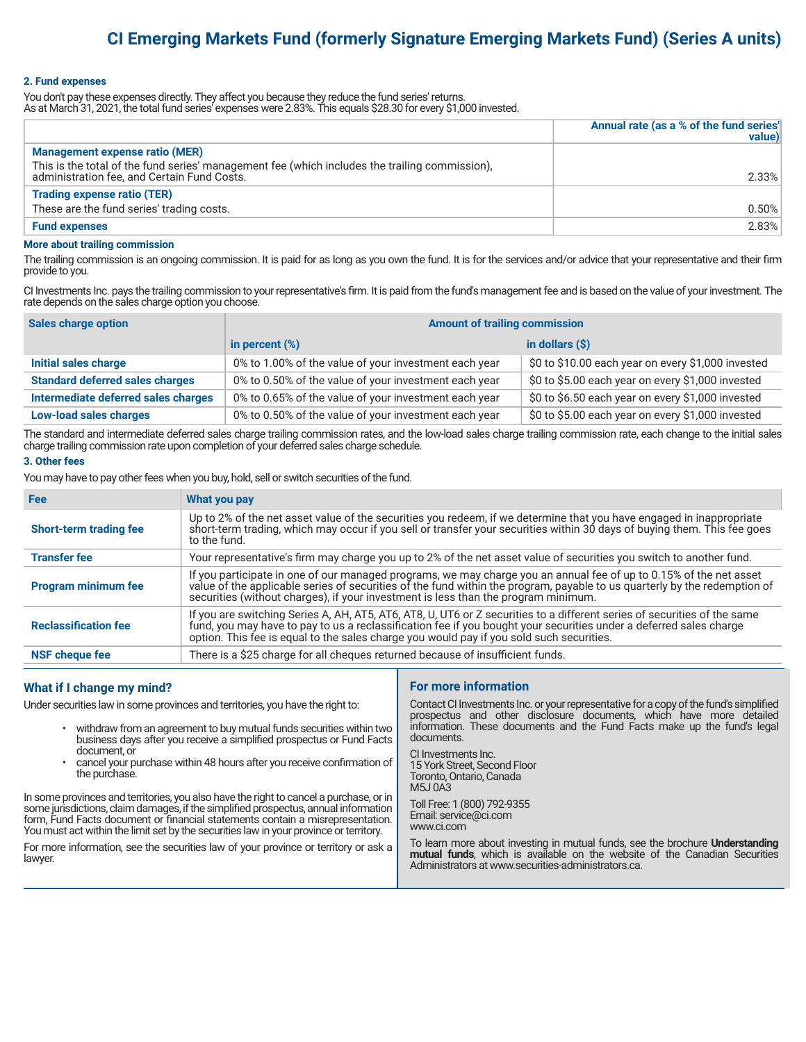# CI Emerging Markets Fund (formerly Signature Emerging Markets Fund) (Series A units)

## 2. Fund expenses

You don't pay these expenses directly. They affect you because they reduce the fund series' returns.
As at March 31, 2021, the total fund series' expenses were 2.83%. This equals $28.30 for every $1,000 invested.

| | Annual rate (as a % of the fund series' value) |
|---|---|
| **Management expense ratio (MER)**<br>This is the total of the fund series' management fee (which includes the trailing commission), administration fee, and Certain Fund Costs. | 2.33% |
| **Trading expense ratio (TER)**<br>These are the fund series' trading costs. | 0.50% |
| **Fund expenses** | 2.83% |

### More about trailing commission

The trailing commission is an ongoing commission. It is paid for as long as you own the fund. It is for the services and/or advice that your representative and their firm provide to you.

CI Investments Inc. pays the trailing commission to your representative's firm. It is paid from the fund's management fee and is based on the value of your investment. The rate depends on the sales charge option you choose.

| Sales charge option | Amount of trailing commission | |
|---|---|---|
| | in percent (%) | in dollars ($) |
| **Initial sales charge** | 0% to 1.00% of the value of your investment each year | $0 to $10.00 each year on every $1,000 invested |
| **Standard deferred sales charges** | 0% to 0.50% of the value of your investment each year | $0 to $5.00 each year on every $1,000 invested |
| **Intermediate deferred sales charges** | 0% to 0.65% of the value of your investment each year | $0 to $6.50 each year on every $1,000 invested |
| **Low-load sales charges** | 0% to 0.50% of the value of your investment each year | $0 to $5.00 each year on every $1,000 invested |

The standard and intermediate deferred sales charge trailing commission rates, and the low-load sales charge trailing commission rate, each change to the initial sales charge trailing commission rate upon completion of your deferred sales charge schedule.

## 3. Other fees

You may have to pay other fees when you buy, hold, sell or switch securities of the fund.

| Fee | What you pay |
|---|---|
| **Short-term trading fee** | Up to 2% of the net asset value of the securities you redeem, if we determine that you have engaged in inappropriate short-term trading, which may occur if you sell or transfer your securities within 30 days of buying them. This fee goes to the fund. |
| **Transfer fee** | Your representative's firm may charge you up to 2% of the net asset value of securities you switch to another fund. |
| **Program minimum fee** | If you participate in one of our managed programs, we may charge you an annual fee of up to 0.15% of the net asset value of the applicable series of securities of the fund within the program, payable to us quarterly by the redemption of securities (without charges), if your investment is less than the program minimum. |
| **Reclassification fee** | If you are switching Series A, AH, AT5, AT6, AT8, U, UT6 or Z securities to a different series of securities of the same fund, you may have to pay to us a reclassification fee if you bought your securities under a deferred sales charge option. This fee is equal to the sales charge you would pay if you sold such securities. |
| **NSF cheque fee** | There is a $25 charge for all cheques returned because of insufficient funds. |

## What if I change my mind?

Under securities law in some provinces and territories, you have the right to:

- withdraw from an agreement to buy mutual funds securities within two business days after you receive a simplified prospectus or Fund Facts document, or
- cancel your purchase within 48 hours after you receive confirmation of the purchase.

In some provinces and territories, you also have the right to cancel a purchase, or in some jurisdictions, claim damages, if the simplified prospectus, annual information form, Fund Facts document or financial statements contain a misrepresentation. You must act within the limit set by the securities law in your province or territory.

For more information, see the securities law of your province or territory or ask a lawyer.

## For more information

Contact CI Investments Inc. or your representative for a copy of the fund's simplified prospectus and other disclosure documents, which have more detailed information. These documents and the Fund Facts make up the fund's legal documents.

CI Investments Inc.
15 York Street, Second Floor
Toronto, Ontario, Canada
M5J 0A3

Toll Free: 1 (800) 792-9355
Email: service@ci.com
www.ci.com

To learn more about investing in mutual funds, see the brochure **Understanding mutual funds**, which is available on the website of the Canadian Securities Administrators at www.securities-administrators.ca.